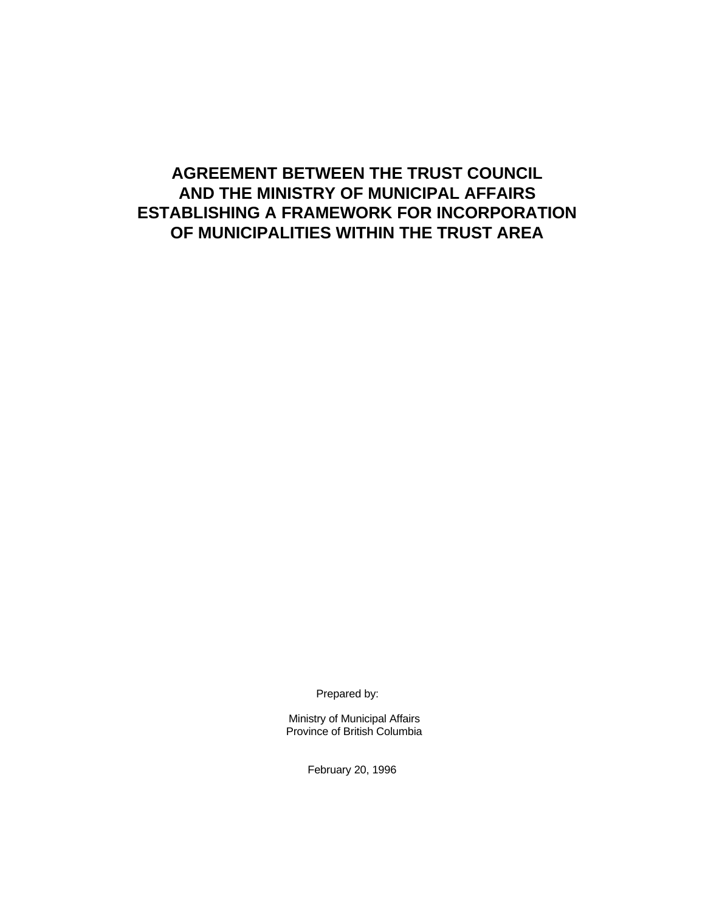# AGREEMENT BETWEEN THE TRUST COUNCIL AND THE MINISTRY OF MUNICIPAL AFFAIRS ESTABLISHING A FRAMEWORK FOR INCORPORATION OF MUNICIPALITIES WITHIN THE TRUST AREA

Prepared by:

Ministry of Municipal Affairs
Province of British Columbia

February 20, 1996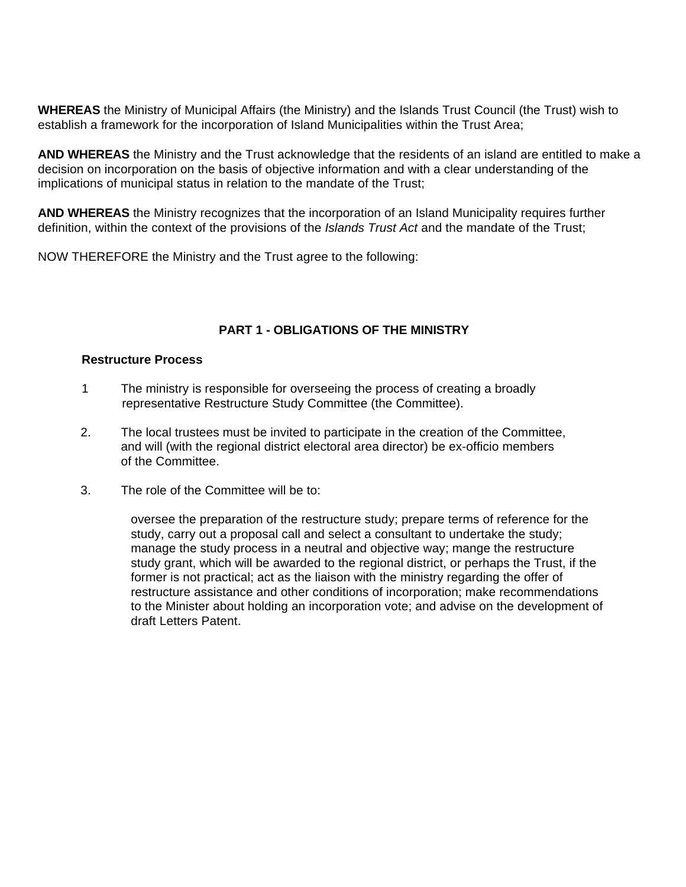**WHEREAS** the Ministry of Municipal Affairs (the Ministry) and the Islands Trust Council (the Trust) wish to establish a framework for the incorporation of Island Municipalities within the Trust Area;

**AND WHEREAS** the Ministry and the Trust acknowledge that the residents of an island are entitled to make a decision on incorporation on the basis of objective information and with a clear understanding of the implications of municipal status in relation to the mandate of the Trust;

**AND WHEREAS** the Ministry recognizes that the incorporation of an Island Municipality requires further definition, within the context of the provisions of the *Islands Trust Act* and the mandate of the Trust;

NOW THEREFORE the Ministry and the Trust agree to the following:

## PART 1 - OBLIGATIONS OF THE MINISTRY

### Restructure Process

1 The ministry is responsible for overseeing the process of creating a broadly representative Restructure Study Committee (the Committee).

2. The local trustees must be invited to participate in the creation of the Committee, and will (with the regional district electoral area director) be ex-officio members of the Committee.

3. The role of the Committee will be to:

   oversee the preparation of the restructure study; prepare terms of reference for the study, carry out a proposal call and select a consultant to undertake the study; manage the study process in a neutral and objective way; mange the restructure study grant, which will be awarded to the regional district, or perhaps the Trust, if the former is not practical; act as the liaison with the ministry regarding the offer of restructure assistance and other conditions of incorporation; make recommendations to the Minister about holding an incorporation vote; and advise on the development of draft Letters Patent.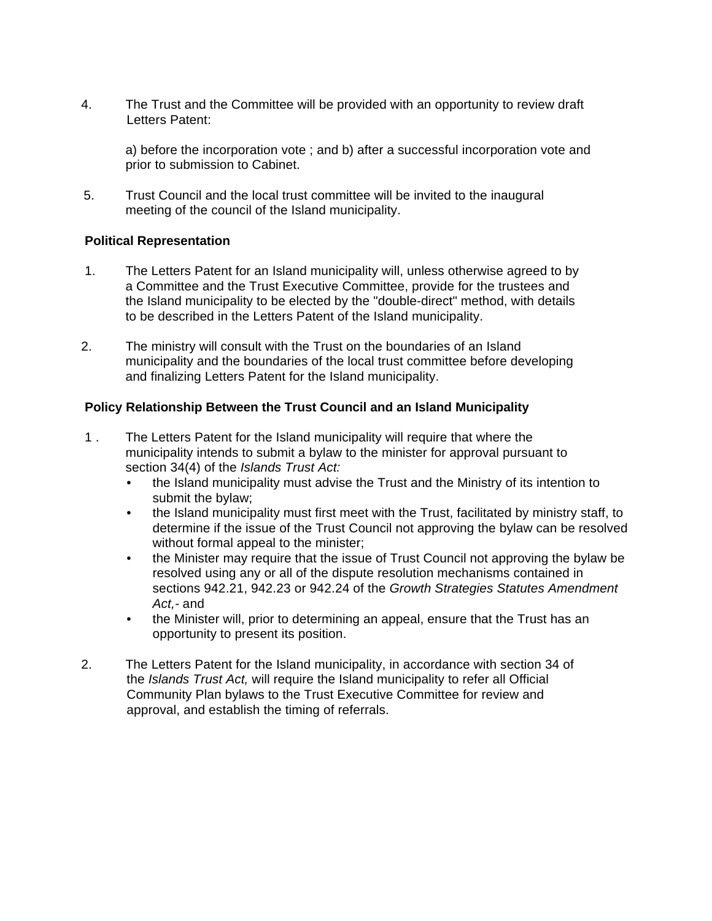4. The Trust and the Committee will be provided with an opportunity to review draft Letters Patent:

   a) before the incorporation vote ; and b) after a successful incorporation vote and prior to submission to Cabinet.

5. Trust Council and the local trust committee will be invited to the inaugural meeting of the council of the Island municipality.

**Political Representation**

1. The Letters Patent for an Island municipality will, unless otherwise agreed to by a Committee and the Trust Executive Committee, provide for the trustees and the Island municipality to be elected by the "double-direct" method, with details to be described in the Letters Patent of the Island municipality.

2. The ministry will consult with the Trust on the boundaries of an Island municipality and the boundaries of the local trust committee before developing and finalizing Letters Patent for the Island municipality.

**Policy Relationship Between the Trust Council and an Island Municipality**

1 . The Letters Patent for the Island municipality will require that where the municipality intends to submit a bylaw to the minister for approval pursuant to section 34(4) of the *Islands Trust Act:*
   - the Island municipality must advise the Trust and the Ministry of its intention to submit the bylaw;
   - the Island municipality must first meet with the Trust, facilitated by ministry staff, to determine if the issue of the Trust Council not approving the bylaw can be resolved without formal appeal to the minister;
   - the Minister may require that the issue of Trust Council not approving the bylaw be resolved using any or all of the dispute resolution mechanisms contained in sections 942.21, 942.23 or 942.24 of the *Growth Strategies Statutes Amendment Act,-* and
   - the Minister will, prior to determining an appeal, ensure that the Trust has an opportunity to present its position.

2. The Letters Patent for the Island municipality, in accordance with section 34 of the *Islands Trust Act,* will require the Island municipality to refer all Official Community Plan bylaws to the Trust Executive Committee for review and approval, and establish the timing of referrals.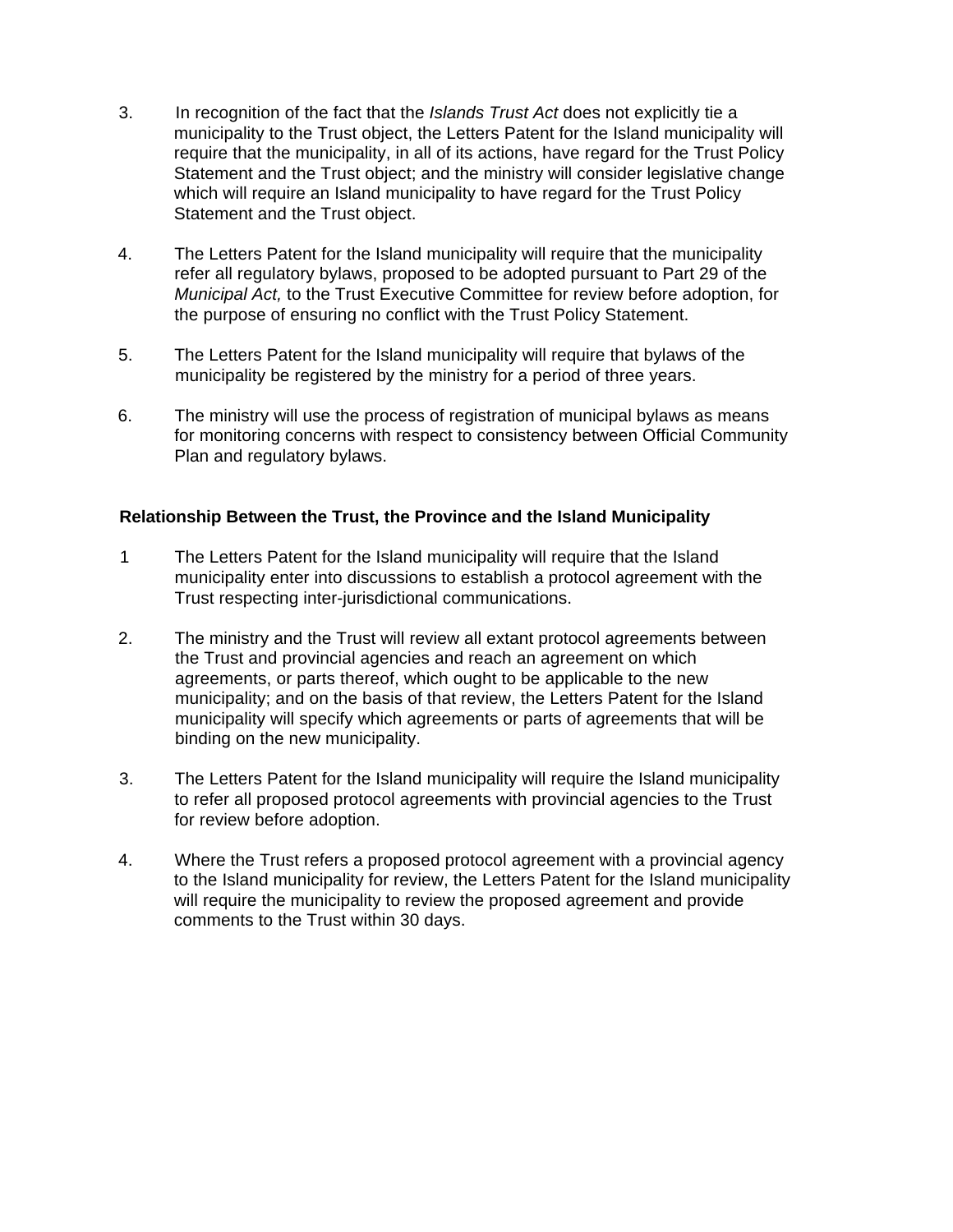3. In recognition of the fact that the *Islands Trust Act* does not explicitly tie a municipality to the Trust object, the Letters Patent for the Island municipality will require that the municipality, in all of its actions, have regard for the Trust Policy Statement and the Trust object; and the ministry will consider legislative change which will require an Island municipality to have regard for the Trust Policy Statement and the Trust object.

4. The Letters Patent for the Island municipality will require that the municipality refer all regulatory bylaws, proposed to be adopted pursuant to Part 29 of the *Municipal Act,* to the Trust Executive Committee for review before adoption, for the purpose of ensuring no conflict with the Trust Policy Statement.

5. The Letters Patent for the Island municipality will require that bylaws of the municipality be registered by the ministry for a period of three years.

6. The ministry will use the process of registration of municipal bylaws as means for monitoring concerns with respect to consistency between Official Community Plan and regulatory bylaws.

**Relationship Between the Trust, the Province and the Island Municipality**

1 The Letters Patent for the Island municipality will require that the Island municipality enter into discussions to establish a protocol agreement with the Trust respecting inter-jurisdictional communications.

2. The ministry and the Trust will review all extant protocol agreements between the Trust and provincial agencies and reach an agreement on which agreements, or parts thereof, which ought to be applicable to the new municipality; and on the basis of that review, the Letters Patent for the Island municipality will specify which agreements or parts of agreements that will be binding on the new municipality.

3. The Letters Patent for the Island municipality will require the Island municipality to refer all proposed protocol agreements with provincial agencies to the Trust for review before adoption.

4. Where the Trust refers a proposed protocol agreement with a provincial agency to the Island municipality for review, the Letters Patent for the Island municipality will require the municipality to review the proposed agreement and provide comments to the Trust within 30 days.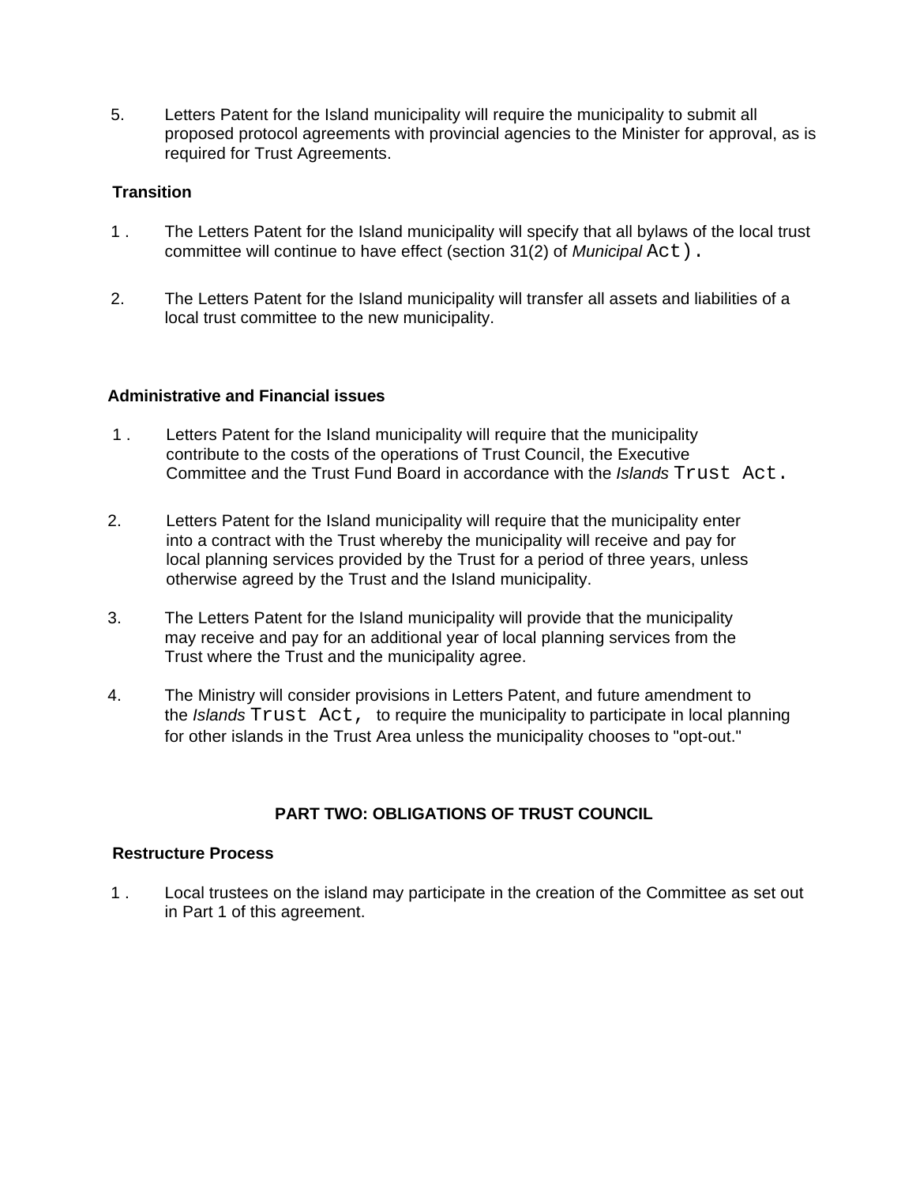5. Letters Patent for the Island municipality will require the municipality to submit all proposed protocol agreements with provincial agencies to the Minister for approval, as is required for Trust Agreements.

**Transition**

1. The Letters Patent for the Island municipality will specify that all bylaws of the local trust committee will continue to have effect (section 31(2) of *Municipal* Act).

2. The Letters Patent for the Island municipality will transfer all assets and liabilities of a local trust committee to the new municipality.

**Administrative and Financial issues**

1. Letters Patent for the Island municipality will require that the municipality contribute to the costs of the operations of Trust Council, the Executive Committee and the Trust Fund Board in accordance with the *Islands* Trust Act.

2. Letters Patent for the Island municipality will require that the municipality enter into a contract with the Trust whereby the municipality will receive and pay for local planning services provided by the Trust for a period of three years, unless otherwise agreed by the Trust and the Island municipality.

3. The Letters Patent for the Island municipality will provide that the municipality may receive and pay for an additional year of local planning services from the Trust where the Trust and the municipality agree.

4. The Ministry will consider provisions in Letters Patent, and future amendment to the *Islands* Trust Act, to require the municipality to participate in local planning for other islands in the Trust Area unless the municipality chooses to "opt-out."

## PART TWO: OBLIGATIONS OF TRUST COUNCIL

**Restructure Process**

1. Local trustees on the island may participate in the creation of the Committee as set out in Part 1 of this agreement.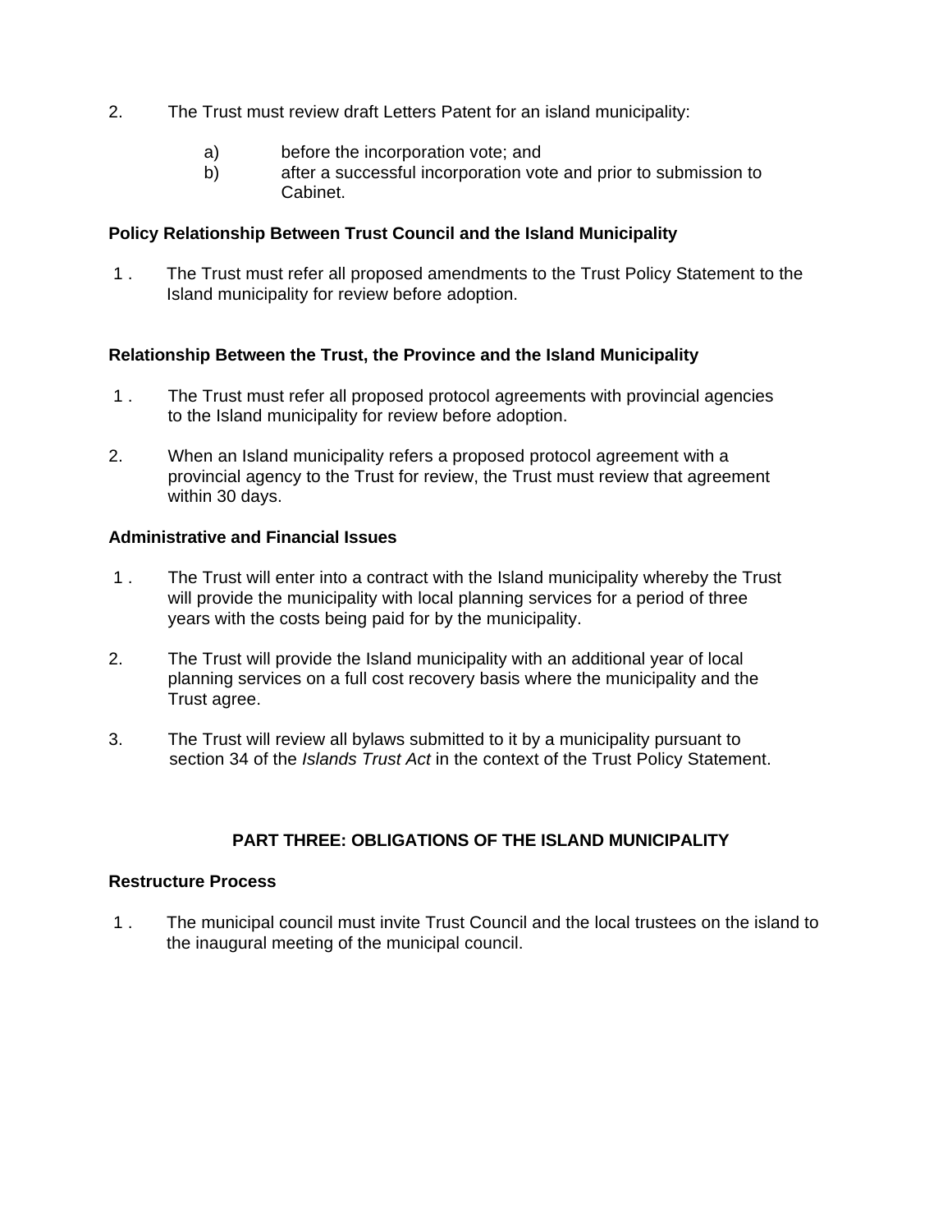2. The Trust must review draft Letters Patent for an island municipality:

   a) before the incorporation vote; and
   b) after a successful incorporation vote and prior to submission to Cabinet.

**Policy Relationship Between Trust Council and the Island Municipality**

1. The Trust must refer all proposed amendments to the Trust Policy Statement to the Island municipality for review before adoption.

**Relationship Between the Trust, the Province and the Island Municipality**

1. The Trust must refer all proposed protocol agreements with provincial agencies to the Island municipality for review before adoption.

2. When an Island municipality refers a proposed protocol agreement with a provincial agency to the Trust for review, the Trust must review that agreement within 30 days.

**Administrative and Financial Issues**

1. The Trust will enter into a contract with the Island municipality whereby the Trust will provide the municipality with local planning services for a period of three years with the costs being paid for by the municipality.

2. The Trust will provide the Island municipality with an additional year of local planning services on a full cost recovery basis where the municipality and the Trust agree.

3. The Trust will review all bylaws submitted to it by a municipality pursuant to section 34 of the *Islands Trust Act* in the context of the Trust Policy Statement.

## PART THREE: OBLIGATIONS OF THE ISLAND MUNICIPALITY

**Restructure Process**

1. The municipal council must invite Trust Council and the local trustees on the island to the inaugural meeting of the municipal council.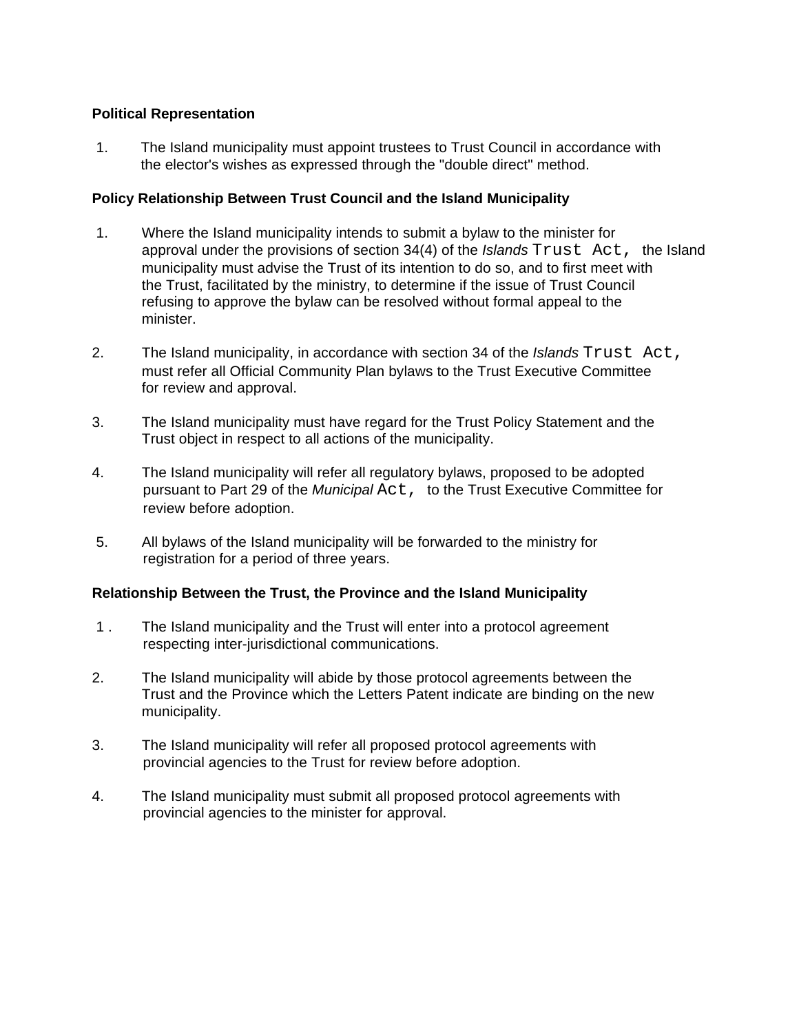**Political Representation**

1. The Island municipality must appoint trustees to Trust Council in accordance with the elector's wishes as expressed through the "double direct" method.

**Policy Relationship Between Trust Council and the Island Municipality**

1. Where the Island municipality intends to submit a bylaw to the minister for approval under the provisions of section 34(4) of the *Islands* Trust Act, the Island municipality must advise the Trust of its intention to do so, and to first meet with the Trust, facilitated by the ministry, to determine if the issue of Trust Council refusing to approve the bylaw can be resolved without formal appeal to the minister.

2. The Island municipality, in accordance with section 34 of the *Islands* Trust Act, must refer all Official Community Plan bylaws to the Trust Executive Committee for review and approval.

3. The Island municipality must have regard for the Trust Policy Statement and the Trust object in respect to all actions of the municipality.

4. The Island municipality will refer all regulatory bylaws, proposed to be adopted pursuant to Part 29 of the *Municipal* Act, to the Trust Executive Committee for review before adoption.

5. All bylaws of the Island municipality will be forwarded to the ministry for registration for a period of three years.

**Relationship Between the Trust, the Province and the Island Municipality**

1. The Island municipality and the Trust will enter into a protocol agreement respecting inter-jurisdictional communications.

2. The Island municipality will abide by those protocol agreements between the Trust and the Province which the Letters Patent indicate are binding on the new municipality.

3. The Island municipality will refer all proposed protocol agreements with provincial agencies to the Trust for review before adoption.

4. The Island municipality must submit all proposed protocol agreements with provincial agencies to the minister for approval.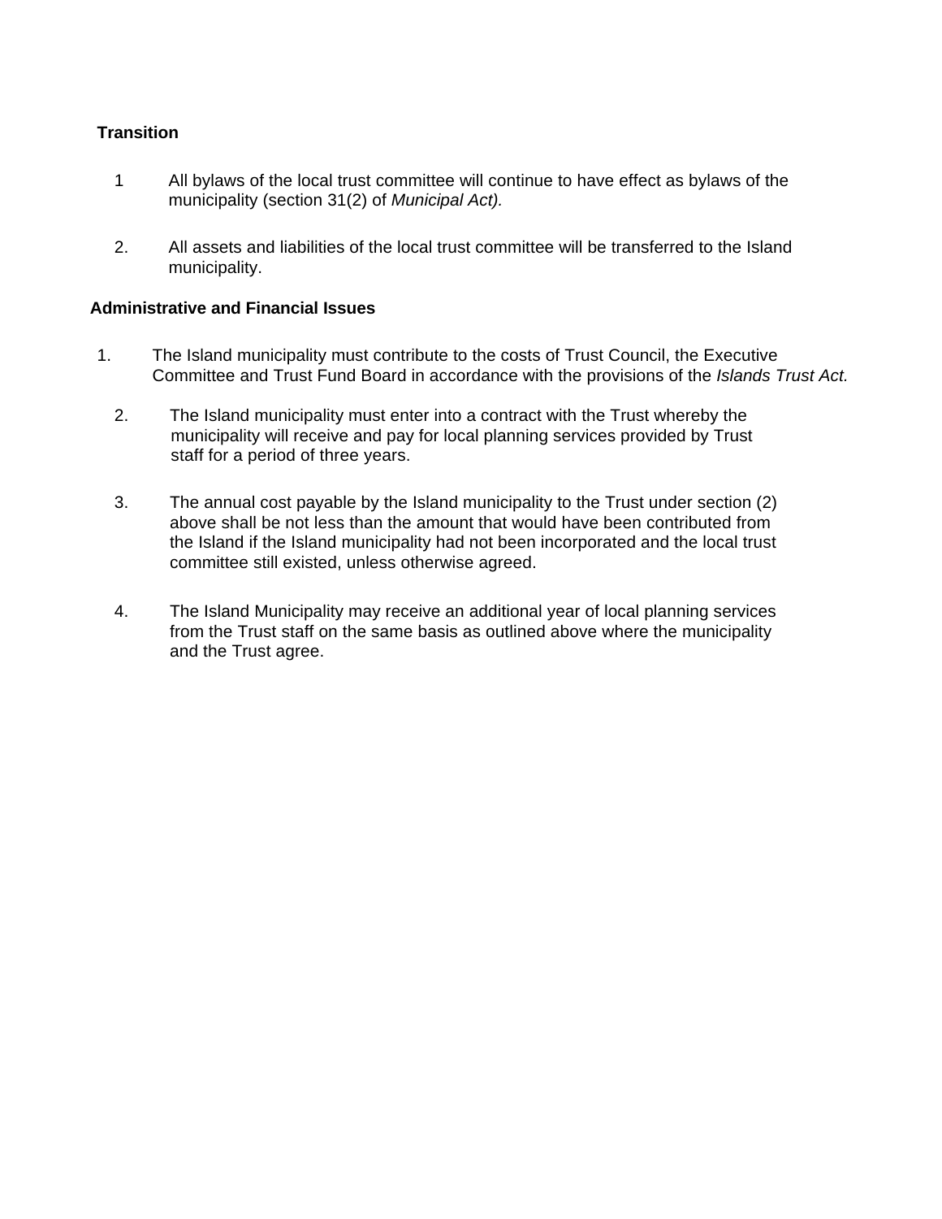**Transition**

1 All bylaws of the local trust committee will continue to have effect as bylaws of the municipality (section 31(2) of *Municipal Act).*

2. All assets and liabilities of the local trust committee will be transferred to the Island municipality.

**Administrative and Financial Issues**

1. The Island municipality must contribute to the costs of Trust Council, the Executive Committee and Trust Fund Board in accordance with the provisions of the *Islands Trust Act.*

2. The Island municipality must enter into a contract with the Trust whereby the municipality will receive and pay for local planning services provided by Trust staff for a period of three years.

3. The annual cost payable by the Island municipality to the Trust under section (2) above shall be not less than the amount that would have been contributed from the Island if the Island municipality had not been incorporated and the local trust committee still existed, unless otherwise agreed.

4. The Island Municipality may receive an additional year of local planning services from the Trust staff on the same basis as outlined above where the municipality and the Trust agree.